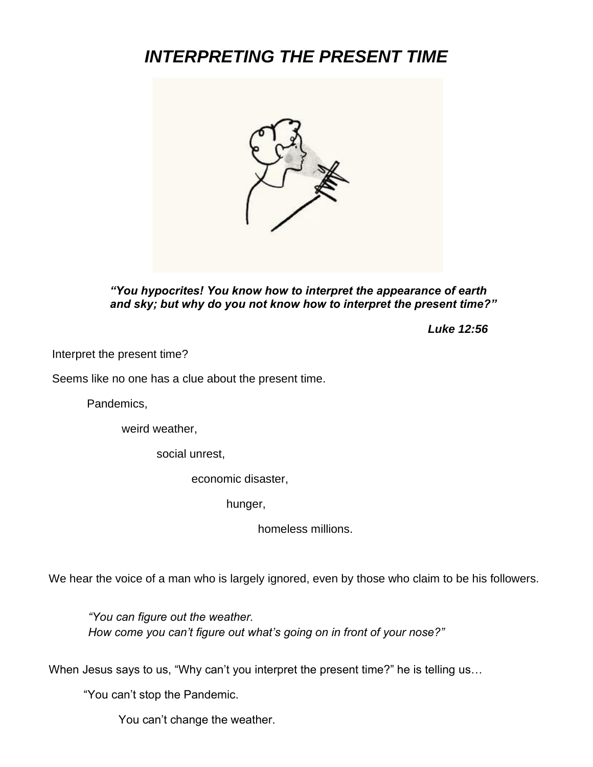# *INTERPRETING THE PRESENT TIME*

***"You hypocrites! You know how to interpret the appearance of earth and sky; but why do you not know how to interpret the present time?"***

***Luke 12:56***

Interpret the present time?

Seems like no one has a clue about the present time.

Pandemics,

weird weather,

social unrest,

economic disaster,

hunger,

homeless millions.

We hear the voice of a man who is largely ignored, even by those who claim to be his followers.

*"You can figure out the weather.*
*How come you can't figure out what's going on in front of your nose?"*

When Jesus says to us, "Why can't you interpret the present time?" he is telling us…

"You can't stop the Pandemic.

You can't change the weather.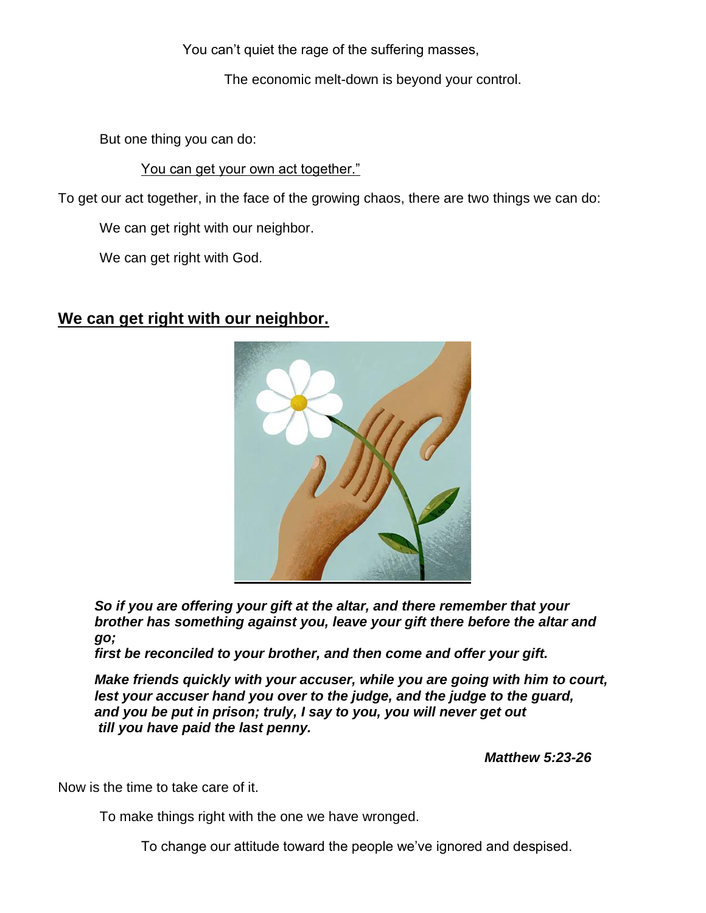You can't quiet the rage of the suffering masses,

The economic melt-down is beyond your control.

But one thing you can do:

<u>You can get your own act together."</u>

To get our act together, in the face of the growing chaos, there are two things we can do:

We can get right with our neighbor.

We can get right with God.

## <u>We can get right with our neighbor.</u>

***So if you are offering your gift at the altar, and there remember that your brother has something against you, leave your gift there before the altar and go;***
***first be reconciled to your brother, and then come and offer your gift.***

***Make friends quickly with your accuser, while you are going with him to court, lest your accuser hand you over to the judge, and the judge to the guard, and you be put in prison; truly, I say to you, you will never get out till you have paid the last penny.***

***Matthew 5:23-26***

Now is the time to take care of it.

To make things right with the one we have wronged.

To change our attitude toward the people we've ignored and despised.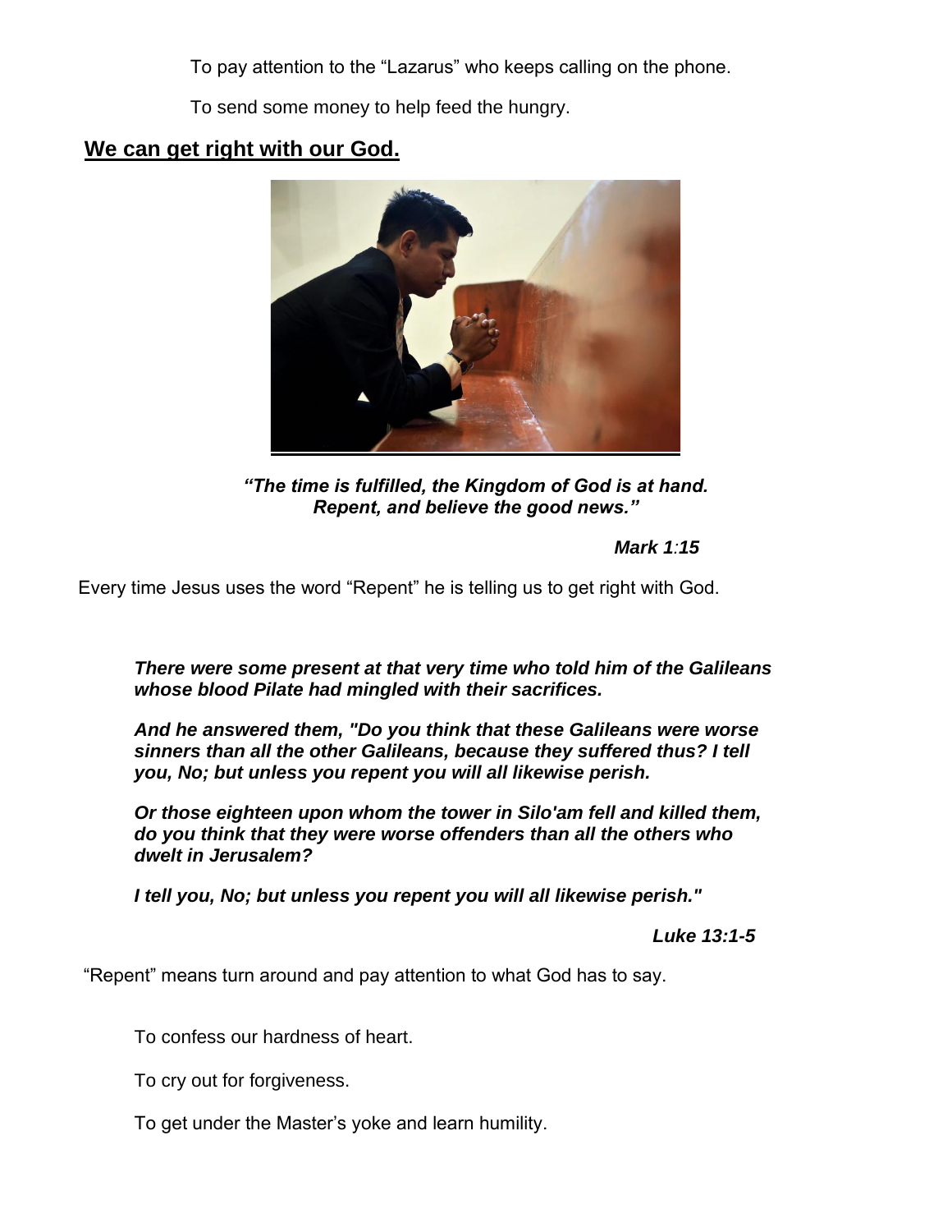To pay attention to the "Lazarus" who keeps calling on the phone.

To send some money to help feed the hungry.

## We can get right with our God.

***"The time is fulfilled, the Kingdom of God is at hand. Repent, and believe the good news."***

***Mark 1:15***

Every time Jesus uses the word "Repent" he is telling us to get right with God.

***There were some present at that very time who told him of the Galileans whose blood Pilate had mingled with their sacrifices.***

***And he answered them, "Do you think that these Galileans were worse sinners than all the other Galileans, because they suffered thus? I tell you, No; but unless you repent you will all likewise perish.***

***Or those eighteen upon whom the tower in Silo'am fell and killed them, do you think that they were worse offenders than all the others who dwelt in Jerusalem?***

***I tell you, No; but unless you repent you will all likewise perish."***

***Luke 13:1-5***

"Repent" means turn around and pay attention to what God has to say.

To confess our hardness of heart.

To cry out for forgiveness.

To get under the Master's yoke and learn humility.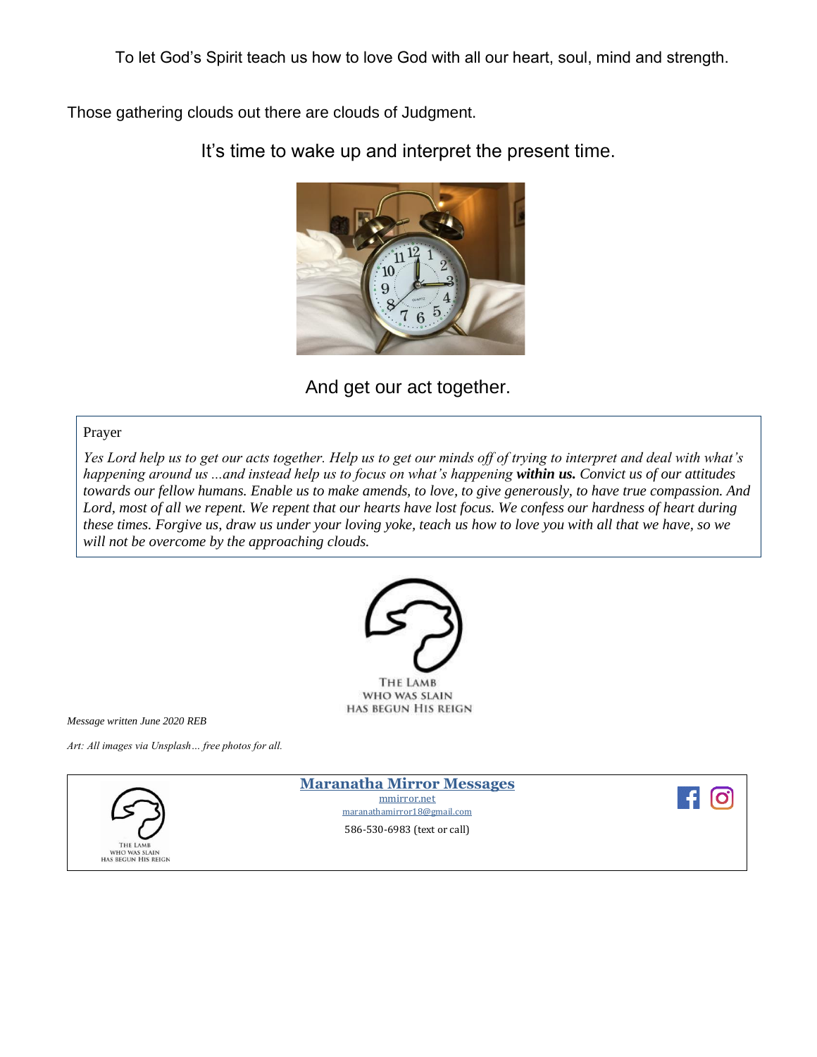To let God's Spirit teach us how to love God with all our heart, soul, mind and strength.

Those gathering clouds out there are clouds of Judgment.

It's time to wake up and interpret the present time.

And get our act together.

Prayer

*Yes Lord help us to get our acts together. Help us to get our minds off of trying to interpret and deal with what's happening around us ...and instead help us to focus on what's happening* ***within us.*** *Convict us of our attitudes towards our fellow humans. Enable us to make amends, to love, to give generously, to have true compassion. And Lord, most of all we repent. We repent that our hearts have lost focus. We confess our hardness of heart during these times. Forgive us, draw us under your loving yoke, teach us how to love you with all that we have, so we will not be overcome by the approaching clouds.*

THE LAMB
WHO WAS SLAIN
HAS BEGUN HIS REIGN

*Message written June 2020 REB*

*Art: All images via Unsplash… free photos for all.*

**Maranatha Mirror Messages**
mmirror.net
maranathamirror18@gmail.com
586-530-6983 (text or call)

THE LAMB
WHO WAS SLAIN
HAS BEGUN HIS REIGN